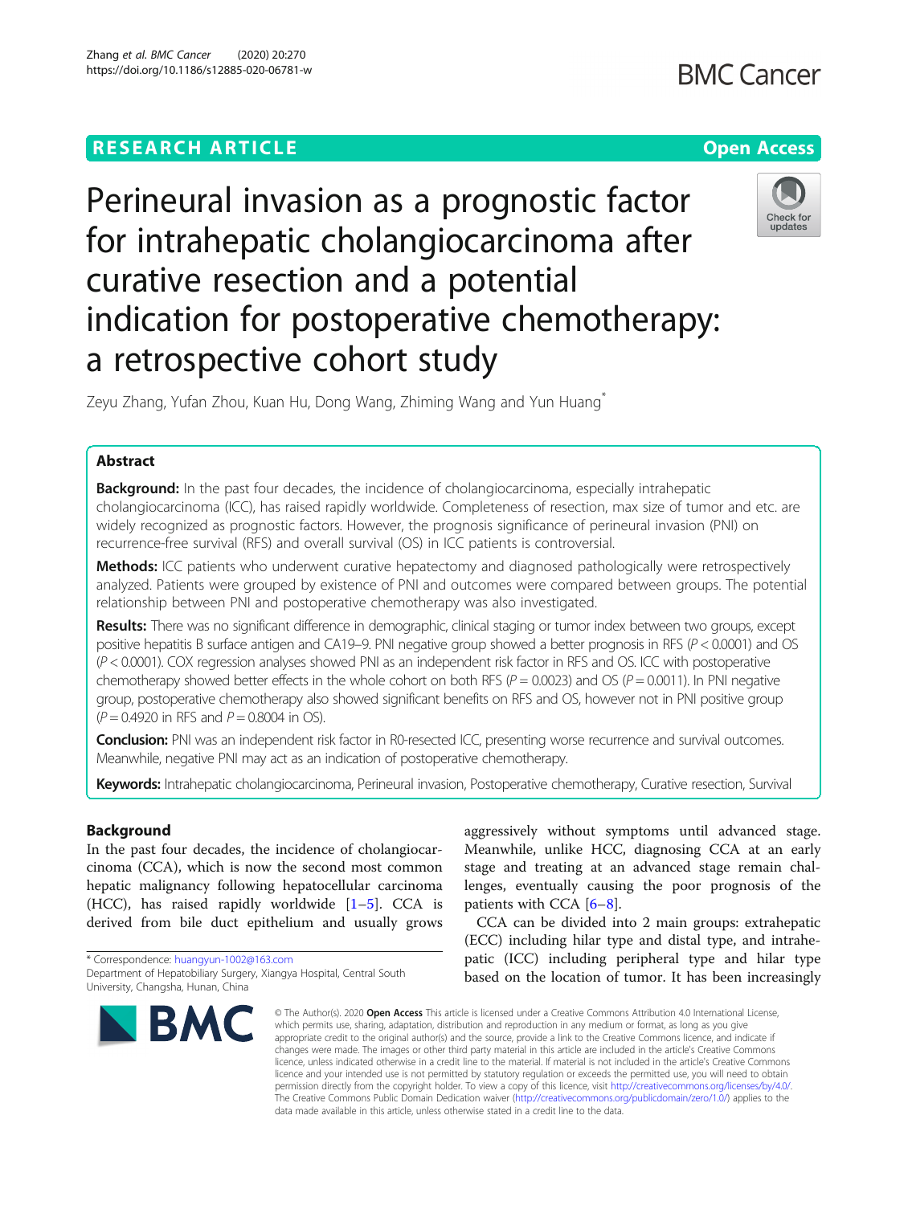RESEARCH ARTICLE

Open Access

# Perineural invasion as a prognostic factor for intrahepatic cholangiocarcinoma after curative resection and a potential indication for postoperative chemotherapy: a retrospective cohort study

Zeyu Zhang, Yufan Zhou, Kuan Hu, Dong Wang, Zhiming Wang and Yun Huang*

## Abstract

**Background:** In the past four decades, the incidence of cholangiocarcinoma, especially intrahepatic cholangiocarcinoma (ICC), has raised rapidly worldwide. Completeness of resection, max size of tumor and etc. are widely recognized as prognostic factors. However, the prognosis significance of perineural invasion (PNI) on recurrence-free survival (RFS) and overall survival (OS) in ICC patients is controversial.

**Methods:** ICC patients who underwent curative hepatectomy and diagnosed pathologically were retrospectively analyzed. Patients were grouped by existence of PNI and outcomes were compared between groups. The potential relationship between PNI and postoperative chemotherapy was also investigated.

**Results:** There was no significant difference in demographic, clinical staging or tumor index between two groups, except positive hepatitis B surface antigen and CA19–9. PNI negative group showed a better prognosis in RFS ($P < 0.0001$) and OS ($P < 0.0001$). COX regression analyses showed PNI as an independent risk factor in RFS and OS. ICC with postoperative chemotherapy showed better effects in the whole cohort on both RFS ($P = 0.0023$) and OS ($P = 0.0011$). In PNI negative group, postoperative chemotherapy also showed significant benefits on RFS and OS, however not in PNI positive group ($P = 0.4920$ in RFS and $P = 0.8004$ in OS).

**Conclusion:** PNI was an independent risk factor in R0-resected ICC, presenting worse recurrence and survival outcomes. Meanwhile, negative PNI may act as an indication of postoperative chemotherapy.

**Keywords:** Intrahepatic cholangiocarcinoma, Perineural invasion, Postoperative chemotherapy, Curative resection, Survival

## Background

In the past four decades, the incidence of cholangiocarcinoma (CCA), which is now the second most common hepatic malignancy following hepatocellular carcinoma (HCC), has raised rapidly worldwide [1–5]. CCA is derived from bile duct epithelium and usually grows aggressively without symptoms until advanced stage. Meanwhile, unlike HCC, diagnosing CCA at an early stage and treating at an advanced stage remain challenges, eventually causing the poor prognosis of the patients with CCA [6–8].

CCA can be divided into 2 main groups: extrahepatic (ECC) including hilar type and distal type, and intrahepatic (ICC) including peripheral type and hilar type based on the location of tumor. It has been increasingly

\* Correspondence: huangyun-1002@163.com
Department of Hepatobiliary Surgery, Xiangya Hospital, Central South University, Changsha, Hunan, China

© The Author(s). 2020 **Open Access** This article is licensed under a Creative Commons Attribution 4.0 International License, which permits use, sharing, adaptation, distribution and reproduction in any medium or format, as long as you give appropriate credit to the original author(s) and the source, provide a link to the Creative Commons licence, and indicate if changes were made. The images or other third party material in this article are included in the article's Creative Commons licence, unless indicated otherwise in a credit line to the material. If material is not included in the article's Creative Commons licence and your intended use is not permitted by statutory regulation or exceeds the permitted use, you will need to obtain permission directly from the copyright holder. To view a copy of this licence, visit http://creativecommons.org/licenses/by/4.0/. The Creative Commons Public Domain Dedication waiver (http://creativecommons.org/publicdomain/zero/1.0/) applies to the data made available in this article, unless otherwise stated in a credit line to the data.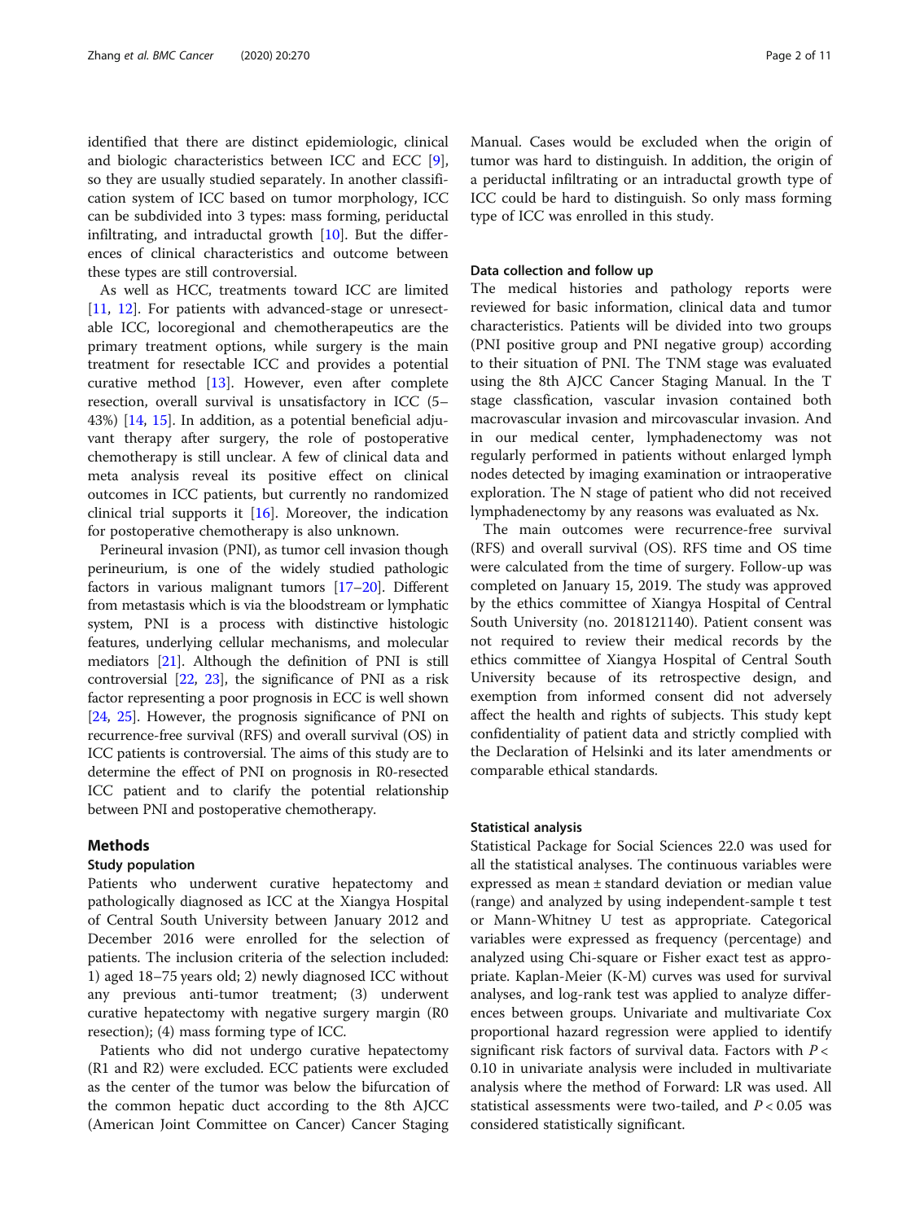identified that there are distinct epidemiologic, clinical and biologic characteristics between ICC and ECC [9], so they are usually studied separately. In another classification system of ICC based on tumor morphology, ICC can be subdivided into 3 types: mass forming, periductal infiltrating, and intraductal growth [10]. But the differences of clinical characteristics and outcome between these types are still controversial.

As well as HCC, treatments toward ICC are limited [11, 12]. For patients with advanced-stage or unresectable ICC, locoregional and chemotherapeutics are the primary treatment options, while surgery is the main treatment for resectable ICC and provides a potential curative method [13]. However, even after complete resection, overall survival is unsatisfactory in ICC (5–43%) [14, 15]. In addition, as a potential beneficial adjuvant therapy after surgery, the role of postoperative chemotherapy is still unclear. A few of clinical data and meta analysis reveal its positive effect on clinical outcomes in ICC patients, but currently no randomized clinical trial supports it [16]. Moreover, the indication for postoperative chemotherapy is also unknown.

Perineural invasion (PNI), as tumor cell invasion though perineurium, is one of the widely studied pathologic factors in various malignant tumors [17–20]. Different from metastasis which is via the bloodstream or lymphatic system, PNI is a process with distinctive histologic features, underlying cellular mechanisms, and molecular mediators [21]. Although the definition of PNI is still controversial [22, 23], the significance of PNI as a risk factor representing a poor prognosis in ECC is well shown [24, 25]. However, the prognosis significance of PNI on recurrence-free survival (RFS) and overall survival (OS) in ICC patients is controversial. The aims of this study are to determine the effect of PNI on prognosis in R0-resected ICC patient and to clarify the potential relationship between PNI and postoperative chemotherapy.

## Methods

### Study population

Patients who underwent curative hepatectomy and pathologically diagnosed as ICC at the Xiangya Hospital of Central South University between January 2012 and December 2016 were enrolled for the selection of patients. The inclusion criteria of the selection included: 1) aged 18–75 years old; 2) newly diagnosed ICC without any previous anti-tumor treatment; (3) underwent curative hepatectomy with negative surgery margin (R0 resection); (4) mass forming type of ICC.

Patients who did not undergo curative hepatectomy (R1 and R2) were excluded. ECC patients were excluded as the center of the tumor was below the bifurcation of the common hepatic duct according to the 8th AJCC (American Joint Committee on Cancer) Cancer Staging Manual. Cases would be excluded when the origin of tumor was hard to distinguish. In addition, the origin of a periductal infiltrating or an intraductal growth type of ICC could be hard to distinguish. So only mass forming type of ICC was enrolled in this study.

### Data collection and follow up

The medical histories and pathology reports were reviewed for basic information, clinical data and tumor characteristics. Patients will be divided into two groups (PNI positive group and PNI negative group) according to their situation of PNI. The TNM stage was evaluated using the 8th AJCC Cancer Staging Manual. In the T stage classfication, vascular invasion contained both macrovascular invasion and mircovascular invasion. And in our medical center, lymphadenectomy was not regularly performed in patients without enlarged lymph nodes detected by imaging examination or intraoperative exploration. The N stage of patient who did not received lymphadenectomy by any reasons was evaluated as Nx.

The main outcomes were recurrence-free survival (RFS) and overall survival (OS). RFS time and OS time were calculated from the time of surgery. Follow-up was completed on January 15, 2019. The study was approved by the ethics committee of Xiangya Hospital of Central South University (no. 2018121140). Patient consent was not required to review their medical records by the ethics committee of Xiangya Hospital of Central South University because of its retrospective design, and exemption from informed consent did not adversely affect the health and rights of subjects. This study kept confidentiality of patient data and strictly complied with the Declaration of Helsinki and its later amendments or comparable ethical standards.

### Statistical analysis

Statistical Package for Social Sciences 22.0 was used for all the statistical analyses. The continuous variables were expressed as mean ± standard deviation or median value (range) and analyzed by using independent-sample t test or Mann-Whitney U test as appropriate. Categorical variables were expressed as frequency (percentage) and analyzed using Chi-square or Fisher exact test as appropriate. Kaplan-Meier (K-M) curves was used for survival analyses, and log-rank test was applied to analyze differences between groups. Univariate and multivariate Cox proportional hazard regression were applied to identify significant risk factors of survival data. Factors with $P < 0.10$ in univariate analysis were included in multivariate analysis where the method of Forward: LR was used. All statistical assessments were two-tailed, and $P < 0.05$ was considered statistically significant.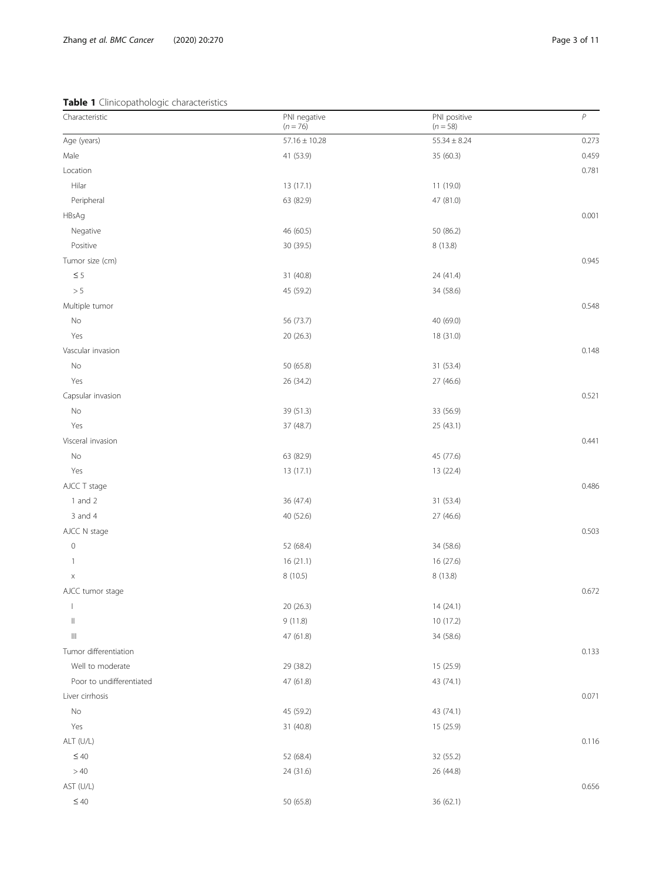**Table 1** Clinicopathologic characteristics

| Characteristic | PNI negative ($n = 76$) | PNI positive ($n = 58$) | *P* |
|---|---|---|---|
| Age (years) | 57.16 ± 10.28 | 55.34 ± 8.24 | 0.273 |
| Male | 41 (53.9) | 35 (60.3) | 0.459 |
| Location | | | 0.781 |
| Hilar | 13 (17.1) | 11 (19.0) | |
| Peripheral | 63 (82.9) | 47 (81.0) | |
| HBsAg | | | 0.001 |
| Negative | 46 (60.5) | 50 (86.2) | |
| Positive | 30 (39.5) | 8 (13.8) | |
| Tumor size (cm) | | | 0.945 |
| ≤ 5 | 31 (40.8) | 24 (41.4) | |
| > 5 | 45 (59.2) | 34 (58.6) | |
| Multiple tumor | | | 0.548 |
| No | 56 (73.7) | 40 (69.0) | |
| Yes | 20 (26.3) | 18 (31.0) | |
| Vascular invasion | | | 0.148 |
| No | 50 (65.8) | 31 (53.4) | |
| Yes | 26 (34.2) | 27 (46.6) | |
| Capsular invasion | | | 0.521 |
| No | 39 (51.3) | 33 (56.9) | |
| Yes | 37 (48.7) | 25 (43.1) | |
| Visceral invasion | | | 0.441 |
| No | 63 (82.9) | 45 (77.6) | |
| Yes | 13 (17.1) | 13 (22.4) | |
| AJCC T stage | | | 0.486 |
| 1 and 2 | 36 (47.4) | 31 (53.4) | |
| 3 and 4 | 40 (52.6) | 27 (46.6) | |
| AJCC N stage | | | 0.503 |
| 0 | 52 (68.4) | 34 (58.6) | |
| 1 | 16 (21.1) | 16 (27.6) | |
| x | 8 (10.5) | 8 (13.8) | |
| AJCC tumor stage | | | 0.672 |
| I | 20 (26.3) | 14 (24.1) | |
| II | 9 (11.8) | 10 (17.2) | |
| III | 47 (61.8) | 34 (58.6) | |
| Tumor differentiation | | | 0.133 |
| Well to moderate | 29 (38.2) | 15 (25.9) | |
| Poor to undifferentiated | 47 (61.8) | 43 (74.1) | |
| Liver cirrhosis | | | 0.071 |
| No | 45 (59.2) | 43 (74.1) | |
| Yes | 31 (40.8) | 15 (25.9) | |
| ALT (U/L) | | | 0.116 |
| ≤ 40 | 52 (68.4) | 32 (55.2) | |
| > 40 | 24 (31.6) | 26 (44.8) | |
| AST (U/L) | | | 0.656 |
| ≤ 40 | 50 (65.8) | 36 (62.1) | |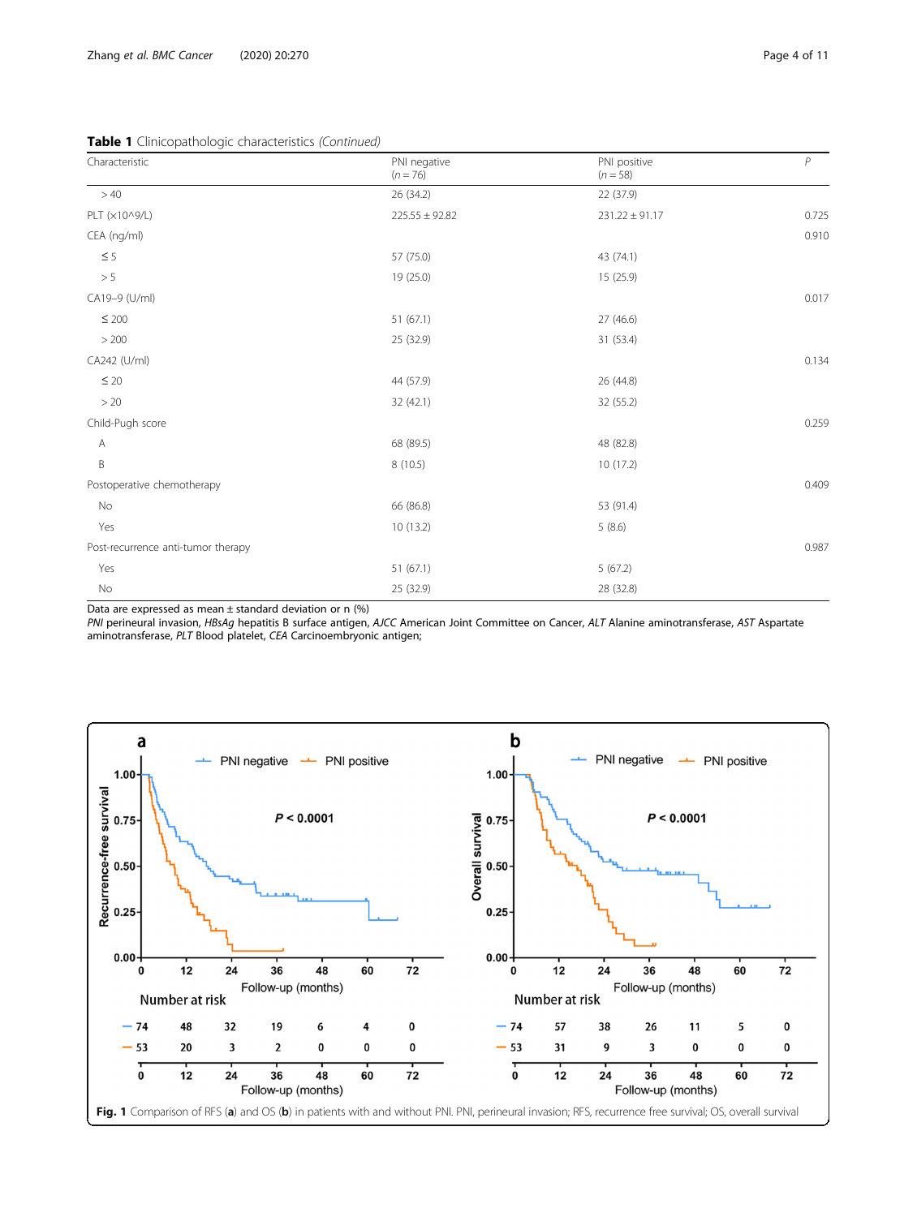**Table 1** Clinicopathologic characteristics *(Continued)*

| Characteristic | PNI negative (*n* = 76) | PNI positive (*n* = 58) | *P* |
|---|---|---|---|
| > 40 | 26 (34.2) | 22 (37.9) | |
| PLT (x10^9/L) | 225.55 ± 92.82 | 231.22 ± 91.17 | 0.725 |
| CEA (ng/ml) | | | 0.910 |
| ≤ 5 | 57 (75.0) | 43 (74.1) | |
| > 5 | 19 (25.0) | 15 (25.9) | |
| CA19–9 (U/ml) | | | 0.017 |
| ≤ 200 | 51 (67.1) | 27 (46.6) | |
| > 200 | 25 (32.9) | 31 (53.4) | |
| CA242 (U/ml) | | | 0.134 |
| ≤ 20 | 44 (57.9) | 26 (44.8) | |
| > 20 | 32 (42.1) | 32 (55.2) | |
| Child-Pugh score | | | 0.259 |
| A | 68 (89.5) | 48 (82.8) | |
| B | 8 (10.5) | 10 (17.2) | |
| Postoperative chemotherapy | | | 0.409 |
| No | 66 (86.8) | 53 (91.4) | |
| Yes | 10 (13.2) | 5 (8.6) | |
| Post-recurrence anti-tumor therapy | | | 0.987 |
| Yes | 51 (67.1) | 5 (67.2) | |
| No | 25 (32.9) | 28 (32.8) | |

Data are expressed as mean ± standard deviation or n (%)

*PNI* perineural invasion, *HBsAg* hepatitis B surface antigen, *AJCC* American Joint Committee on Cancer, *ALT* Alanine aminotransferase, *AST* Aspartate aminotransferase, *PLT* Blood platelet, *CEA* Carcinoembryonic antigen;

**Fig. 1** Comparison of RFS (**a**) and OS (**b**) in patients with and without PNI. PNI, perineural invasion; RFS, recurrence free survival; OS, overall survival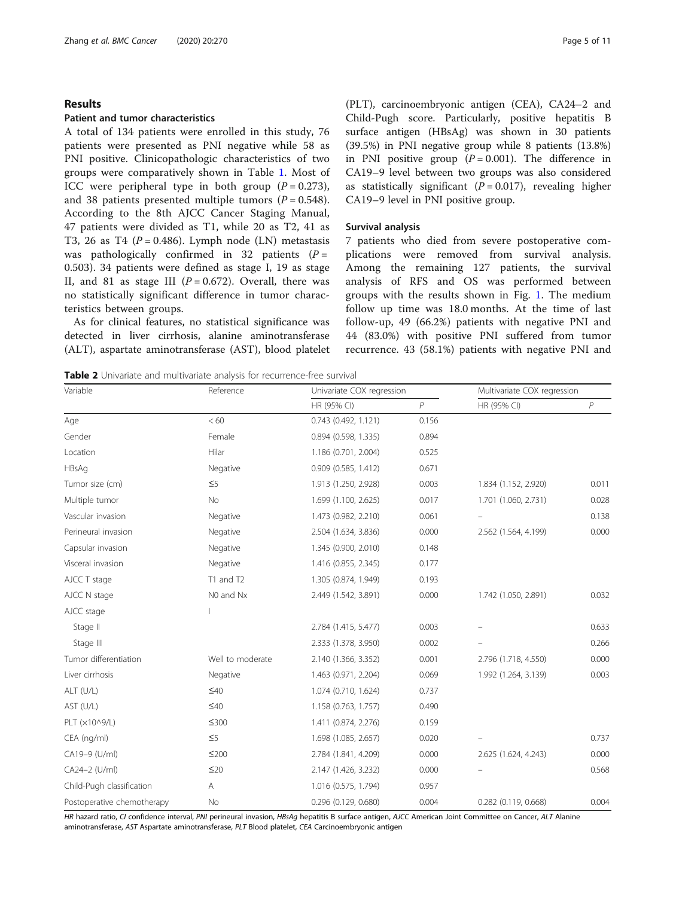## Results

### Patient and tumor characteristics

A total of 134 patients were enrolled in this study, 76 patients were presented as PNI negative while 58 as PNI positive. Clinicopathologic characteristics of two groups were comparatively shown in Table 1. Most of ICC were peripheral type in both group ($P = 0.273$), and 38 patients presented multiple tumors ($P = 0.548$). According to the 8th AJCC Cancer Staging Manual, 47 patients were divided as T1, while 20 as T2, 41 as T3, 26 as T4 ($P = 0.486$). Lymph node (LN) metastasis was pathologically confirmed in 32 patients ($P = 0.503$). 34 patients were defined as stage I, 19 as stage II, and 81 as stage III ($P = 0.672$). Overall, there was no statistically significant difference in tumor characteristics between groups.

As for clinical features, no statistical significance was detected in liver cirrhosis, alanine aminotransferase (ALT), aspartate aminotransferase (AST), blood platelet (PLT), carcinoembryonic antigen (CEA), CA24–2 and Child-Pugh score. Particularly, positive hepatitis B surface antigen (HBsAg) was shown in 30 patients (39.5%) in PNI negative group while 8 patients (13.8%) in PNI positive group ($P = 0.001$). The difference in CA19–9 level between two groups was also considered as statistically significant ($P = 0.017$), revealing higher CA19–9 level in PNI positive group.

### Survival analysis

7 patients who died from severe postoperative complications were removed from survival analysis. Among the remaining 127 patients, the survival analysis of RFS and OS was performed between groups with the results shown in Fig. 1. The medium follow up time was 18.0 months. At the time of last follow-up, 49 (66.2%) patients with negative PNI and 44 (83.0%) with positive PNI suffered from tumor recurrence. 43 (58.1%) patients with negative PNI and

**Table 2** Univariate and multivariate analysis for recurrence-free survival

| Variable | Reference | Univariate COX regression | | Multivariate COX regression | |
|---|---|---|---|---|---|
| | | HR (95% CI) | *P* | HR (95% CI) | *P* |
| Age | < 60 | 0.743 (0.492, 1.121) | 0.156 | | |
| Gender | Female | 0.894 (0.598, 1.335) | 0.894 | | |
| Location | Hilar | 1.186 (0.701, 2.004) | 0.525 | | |
| HBsAg | Negative | 0.909 (0.585, 1.412) | 0.671 | | |
| Tumor size (cm) | ≤5 | 1.913 (1.250, 2.928) | 0.003 | 1.834 (1.152, 2.920) | 0.011 |
| Multiple tumor | No | 1.699 (1.100, 2.625) | 0.017 | 1.701 (1.060, 2.731) | 0.028 |
| Vascular invasion | Negative | 1.473 (0.982, 2.210) | 0.061 | – | 0.138 |
| Perineural invasion | Negative | 2.504 (1.634, 3.836) | 0.000 | 2.562 (1.564, 4.199) | 0.000 |
| Capsular invasion | Negative | 1.345 (0.900, 2.010) | 0.148 | | |
| Visceral invasion | Negative | 1.416 (0.855, 2.345) | 0.177 | | |
| AJCC T stage | T1 and T2 | 1.305 (0.874, 1.949) | 0.193 | | |
| AJCC N stage | N0 and Nx | 2.449 (1.542, 3.891) | 0.000 | 1.742 (1.050, 2.891) | 0.032 |
| AJCC stage | I | | | | |
| Stage II | | 2.784 (1.415, 5.477) | 0.003 | – | 0.633 |
| Stage III | | 2.333 (1.378, 3.950) | 0.002 | – | 0.266 |
| Tumor differentiation | Well to moderate | 2.140 (1.366, 3.352) | 0.001 | 2.796 (1.718, 4.550) | 0.000 |
| Liver cirrhosis | Negative | 1.463 (0.971, 2.204) | 0.069 | 1.992 (1.264, 3.139) | 0.003 |
| ALT (U/L) | ≤40 | 1.074 (0.710, 1.624) | 0.737 | | |
| AST (U/L) | ≤40 | 1.158 (0.763, 1.757) | 0.490 | | |
| PLT (×10^9/L) | ≤300 | 1.411 (0.874, 2.276) | 0.159 | | |
| CEA (ng/ml) | ≤5 | 1.698 (1.085, 2.657) | 0.020 | – | 0.737 |
| CA19–9 (U/ml) | ≤200 | 2.784 (1.841, 4.209) | 0.000 | 2.625 (1.624, 4.243) | 0.000 |
| CA24–2 (U/ml) | ≤20 | 2.147 (1.426, 3.232) | 0.000 | – | 0.568 |
| Child-Pugh classification | A | 1.016 (0.575, 1.794) | 0.957 | | |
| Postoperative chemotherapy | No | 0.296 (0.129, 0.680) | 0.004 | 0.282 (0.119, 0.668) | 0.004 |

*HR* hazard ratio, *CI* confidence interval, *PNI* perineural invasion, *HBsAg* hepatitis B surface antigen, *AJCC* American Joint Committee on Cancer, *ALT* Alanine aminotransferase, *AST* Aspartate aminotransferase, *PLT* Blood platelet, *CEA* Carcinoembryonic antigen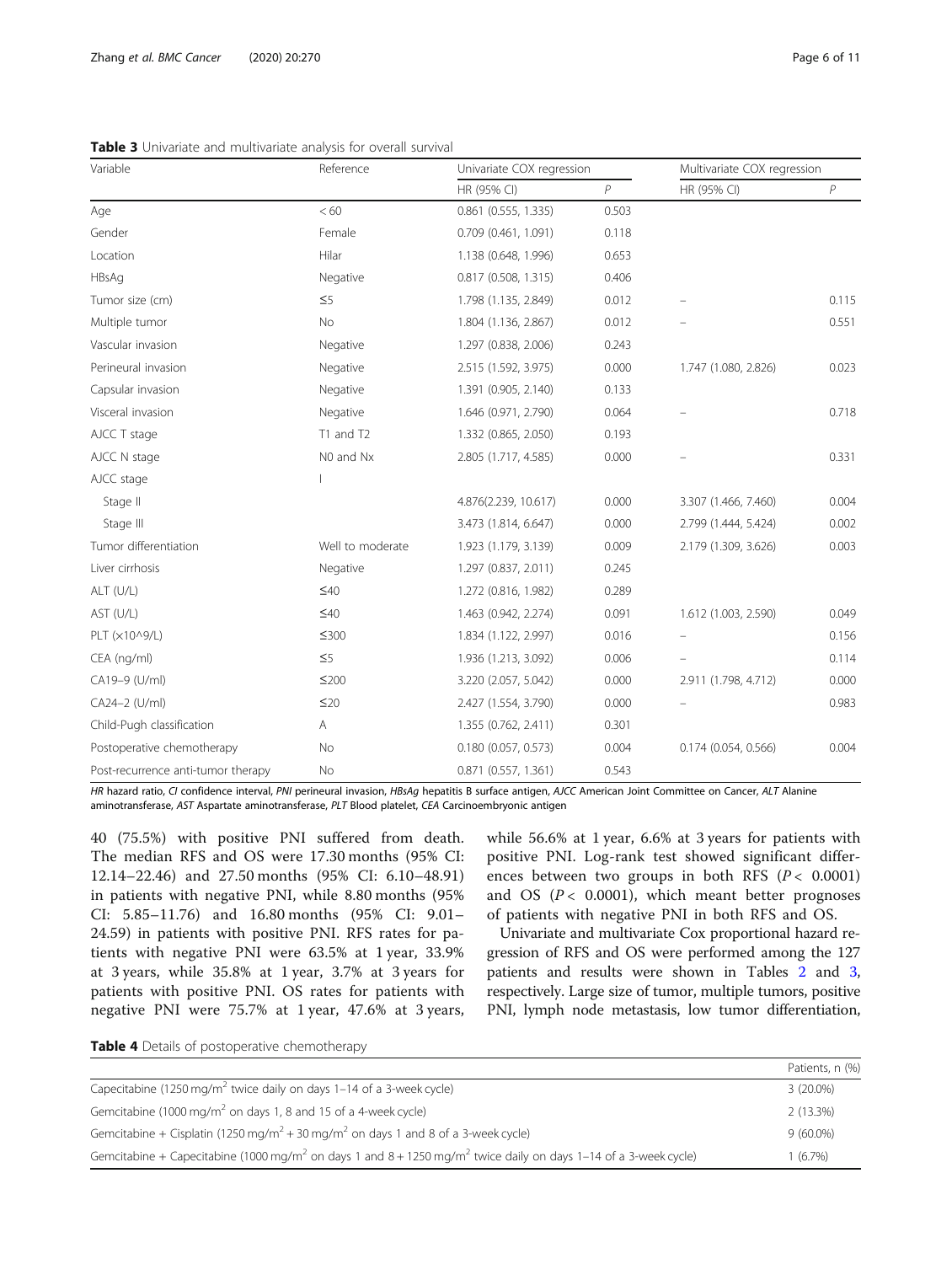**Table 3** Univariate and multivariate analysis for overall survival

| Variable | Reference | Univariate COX regression | | Multivariate COX regression | |
|---|---|---|---|---|---|
| | | HR (95% CI) | $P$ | HR (95% CI) | $P$ |
| Age | < 60 | 0.861 (0.555, 1.335) | 0.503 | | |
| Gender | Female | 0.709 (0.461, 1.091) | 0.118 | | |
| Location | Hilar | 1.138 (0.648, 1.996) | 0.653 | | |
| HBsAg | Negative | 0.817 (0.508, 1.315) | 0.406 | | |
| Tumor size (cm) | ≤5 | 1.798 (1.135, 2.849) | 0.012 | – | 0.115 |
| Multiple tumor | No | 1.804 (1.136, 2.867) | 0.012 | – | 0.551 |
| Vascular invasion | Negative | 1.297 (0.838, 2.006) | 0.243 | | |
| Perineural invasion | Negative | 2.515 (1.592, 3.975) | 0.000 | 1.747 (1.080, 2.826) | 0.023 |
| Capsular invasion | Negative | 1.391 (0.905, 2.140) | 0.133 | | |
| Visceral invasion | Negative | 1.646 (0.971, 2.790) | 0.064 | – | 0.718 |
| AJCC T stage | T1 and T2 | 1.332 (0.865, 2.050) | 0.193 | | |
| AJCC N stage | N0 and Nx | 2.805 (1.717, 4.585) | 0.000 | – | 0.331 |
| AJCC stage | I | | | | |
| Stage II | | 4.876(2.239, 10.617) | 0.000 | 3.307 (1.466, 7.460) | 0.004 |
| Stage III | | 3.473 (1.814, 6.647) | 0.000 | 2.799 (1.444, 5.424) | 0.002 |
| Tumor differentiation | Well to moderate | 1.923 (1.179, 3.139) | 0.009 | 2.179 (1.309, 3.626) | 0.003 |
| Liver cirrhosis | Negative | 1.297 (0.837, 2.011) | 0.245 | | |
| ALT (U/L) | ≤40 | 1.272 (0.816, 1.982) | 0.289 | | |
| AST (U/L) | ≤40 | 1.463 (0.942, 2.274) | 0.091 | 1.612 (1.003, 2.590) | 0.049 |
| PLT (×10^9/L) | ≤300 | 1.834 (1.122, 2.997) | 0.016 | – | 0.156 |
| CEA (ng/ml) | ≤5 | 1.936 (1.213, 3.092) | 0.006 | – | 0.114 |
| CA19–9 (U/ml) | ≤200 | 3.220 (2.057, 5.042) | 0.000 | 2.911 (1.798, 4.712) | 0.000 |
| CA24–2 (U/ml) | ≤20 | 2.427 (1.554, 3.790) | 0.000 | – | 0.983 |
| Child-Pugh classification | A | 1.355 (0.762, 2.411) | 0.301 | | |
| Postoperative chemotherapy | No | 0.180 (0.057, 0.573) | 0.004 | 0.174 (0.054, 0.566) | 0.004 |
| Post-recurrence anti-tumor therapy | No | 0.871 (0.557, 1.361) | 0.543 | | |

*HR* hazard ratio, *CI* confidence interval, *PNI* perineural invasion, *HBsAg* hepatitis B surface antigen, *AJCC* American Joint Committee on Cancer, *ALT* Alanine aminotransferase, *AST* Aspartate aminotransferase, *PLT* Blood platelet, *CEA* Carcinoembryonic antigen

40 (75.5%) with positive PNI suffered from death. The median RFS and OS were 17.30 months (95% CI: 12.14–22.46) and 27.50 months (95% CI: 6.10–48.91) in patients with negative PNI, while 8.80 months (95% CI: 5.85–11.76) and 16.80 months (95% CI: 9.01–24.59) in patients with positive PNI. RFS rates for patients with negative PNI were 63.5% at 1 year, 33.9% at 3 years, while 35.8% at 1 year, 3.7% at 3 years for patients with positive PNI. OS rates for patients with negative PNI were 75.7% at 1 year, 47.6% at 3 years, while 56.6% at 1 year, 6.6% at 3 years for patients with positive PNI. Log-rank test showed significant differences between two groups in both RFS ($P < 0.0001$) and OS ($P < 0.0001$), which meant better prognoses of patients with negative PNI in both RFS and OS.

Univariate and multivariate Cox proportional hazard regression of RFS and OS were performed among the 127 patients and results were shown in Tables 2 and 3, respectively. Large size of tumor, multiple tumors, positive PNI, lymph node metastasis, low tumor differentiation,

**Table 4** Details of postoperative chemotherapy

| | Patients, n (%) |
|---|---|
| Capecitabine (1250 mg/m$^2$ twice daily on days 1–14 of a 3-week cycle) | 3 (20.0%) |
| Gemcitabine (1000 mg/m$^2$ on days 1, 8 and 15 of a 4-week cycle) | 2 (13.3%) |
| Gemcitabine + Cisplatin (1250 mg/m$^2$ + 30 mg/m$^2$ on days 1 and 8 of a 3-week cycle) | 9 (60.0%) |
| Gemcitabine + Capecitabine (1000 mg/m$^2$ on days 1 and 8 + 1250 mg/m$^2$ twice daily on days 1–14 of a 3-week cycle) | 1 (6.7%) |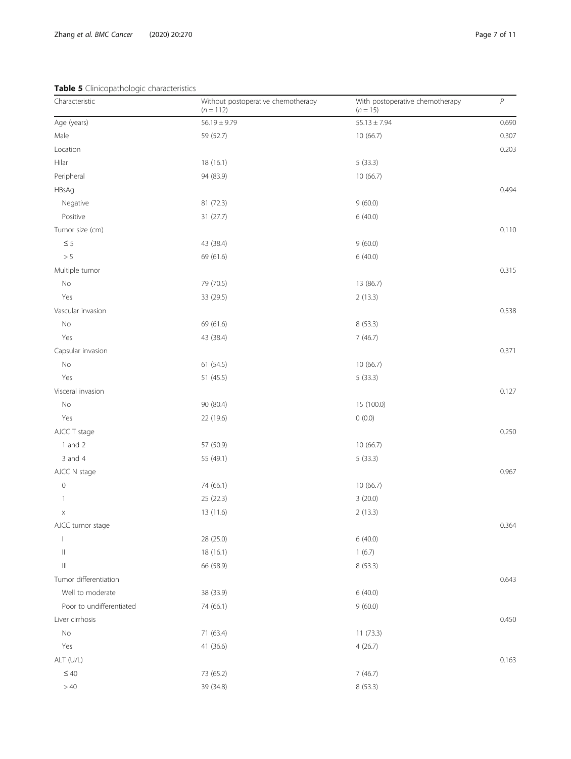**Table 5** Clinicopathologic characteristics

| Characteristic | Without postoperative chemotherapy ($n = 112$) | With postoperative chemotherapy ($n = 15$) | $P$ |
|---|---|---|---|
| Age (years) | 56.19 ± 9.79 | 55.13 ± 7.94 | 0.690 |
| Male | 59 (52.7) | 10 (66.7) | 0.307 |
| Location | | | 0.203 |
| Hilar | 18 (16.1) | 5 (33.3) | |
| Peripheral | 94 (83.9) | 10 (66.7) | |
| HBsAg | | | 0.494 |
| Negative | 81 (72.3) | 9 (60.0) | |
| Positive | 31 (27.7) | 6 (40.0) | |
| Tumor size (cm) | | | 0.110 |
| ≤ 5 | 43 (38.4) | 9 (60.0) | |
| > 5 | 69 (61.6) | 6 (40.0) | |
| Multiple tumor | | | 0.315 |
| No | 79 (70.5) | 13 (86.7) | |
| Yes | 33 (29.5) | 2 (13.3) | |
| Vascular invasion | | | 0.538 |
| No | 69 (61.6) | 8 (53.3) | |
| Yes | 43 (38.4) | 7 (46.7) | |
| Capsular invasion | | | 0.371 |
| No | 61 (54.5) | 10 (66.7) | |
| Yes | 51 (45.5) | 5 (33.3) | |
| Visceral invasion | | | 0.127 |
| No | 90 (80.4) | 15 (100.0) | |
| Yes | 22 (19.6) | 0 (0.0) | |
| AJCC T stage | | | 0.250 |
| 1 and 2 | 57 (50.9) | 10 (66.7) | |
| 3 and 4 | 55 (49.1) | 5 (33.3) | |
| AJCC N stage | | | 0.967 |
| 0 | 74 (66.1) | 10 (66.7) | |
| 1 | 25 (22.3) | 3 (20.0) | |
| x | 13 (11.6) | 2 (13.3) | |
| AJCC tumor stage | | | 0.364 |
| I | 28 (25.0) | 6 (40.0) | |
| II | 18 (16.1) | 1 (6.7) | |
| III | 66 (58.9) | 8 (53.3) | |
| Tumor differentiation | | | 0.643 |
| Well to moderate | 38 (33.9) | 6 (40.0) | |
| Poor to undifferentiated | 74 (66.1) | 9 (60.0) | |
| Liver cirrhosis | | | 0.450 |
| No | 71 (63.4) | 11 (73.3) | |
| Yes | 41 (36.6) | 4 (26.7) | |
| ALT (U/L) | | | 0.163 |
| ≤ 40 | 73 (65.2) | 7 (46.7) | |
| > 40 | 39 (34.8) | 8 (53.3) | |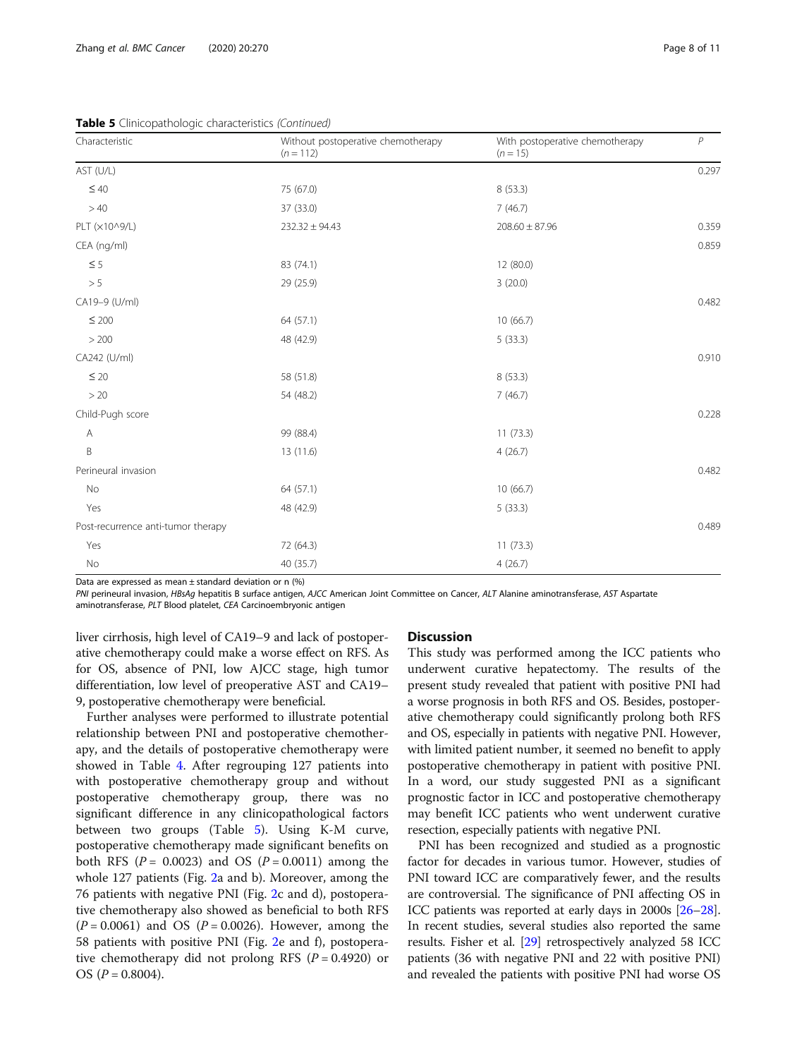**Table 5** Clinicopathologic characteristics *(Continued)*

| Characteristic | Without postoperative chemotherapy (n = 112) | With postoperative chemotherapy (n = 15) | P |
|---|---|---|---|
| AST (U/L) | | | 0.297 |
| ≤ 40 | 75 (67.0) | 8 (53.3) | |
| > 40 | 37 (33.0) | 7 (46.7) | |
| PLT (×10^9/L) | 232.32 ± 94.43 | 208.60 ± 87.96 | 0.359 |
| CEA (ng/ml) | | | 0.859 |
| ≤ 5 | 83 (74.1) | 12 (80.0) | |
| > 5 | 29 (25.9) | 3 (20.0) | |
| CA19–9 (U/ml) | | | 0.482 |
| ≤ 200 | 64 (57.1) | 10 (66.7) | |
| > 200 | 48 (42.9) | 5 (33.3) | |
| CA242 (U/ml) | | | 0.910 |
| ≤ 20 | 58 (51.8) | 8 (53.3) | |
| > 20 | 54 (48.2) | 7 (46.7) | |
| Child-Pugh score | | | 0.228 |
| A | 99 (88.4) | 11 (73.3) | |
| B | 13 (11.6) | 4 (26.7) | |
| Perineural invasion | | | 0.482 |
| No | 64 (57.1) | 10 (66.7) | |
| Yes | 48 (42.9) | 5 (33.3) | |
| Post-recurrence anti-tumor therapy | | | 0.489 |
| Yes | 72 (64.3) | 11 (73.3) | |
| No | 40 (35.7) | 4 (26.7) | |

Data are expressed as mean ± standard deviation or n (%)

*PNI* perineural invasion, *HBsAg* hepatitis B surface antigen, *AJCC* American Joint Committee on Cancer, *ALT* Alanine aminotransferase, *AST* Aspartate aminotransferase, *PLT* Blood platelet, *CEA* Carcinoembryonic antigen

liver cirrhosis, high level of CA19–9 and lack of postoperative chemotherapy could make a worse effect on RFS. As for OS, absence of PNI, low AJCC stage, high tumor differentiation, low level of preoperative AST and CA19–9, postoperative chemotherapy were beneficial.

Further analyses were performed to illustrate potential relationship between PNI and postoperative chemotherapy, and the details of postoperative chemotherapy were showed in Table 4. After regrouping 127 patients into with postoperative chemotherapy group and without postoperative chemotherapy group, there was no significant difference in any clinicopathological factors between two groups (Table 5). Using K-M curve, postoperative chemotherapy made significant benefits on both RFS ($P = 0.0023$) and OS ($P = 0.0011$) among the whole 127 patients (Fig. 2a and b). Moreover, among the 76 patients with negative PNI (Fig. 2c and d), postoperative chemotherapy also showed as beneficial to both RFS ($P = 0.0061$) and OS ($P = 0.0026$). However, among the 58 patients with positive PNI (Fig. 2e and f), postoperative chemotherapy did not prolong RFS ($P = 0.4920$) or OS ($P = 0.8004$).

## Discussion

This study was performed among the ICC patients who underwent curative hepatectomy. The results of the present study revealed that patient with positive PNI had a worse prognosis in both RFS and OS. Besides, postoperative chemotherapy could significantly prolong both RFS and OS, especially in patients with negative PNI. However, with limited patient number, it seemed no benefit to apply postoperative chemotherapy in patient with positive PNI. In a word, our study suggested PNI as a significant prognostic factor in ICC and postoperative chemotherapy may benefit ICC patients who went underwent curative resection, especially patients with negative PNI.

PNI has been recognized and studied as a prognostic factor for decades in various tumor. However, studies of PNI toward ICC are comparatively fewer, and the results are controversial. The significance of PNI affecting OS in ICC patients was reported at early days in 2000s [26–28]. In recent studies, several studies also reported the same results. Fisher et al. [29] retrospectively analyzed 58 ICC patients (36 with negative PNI and 22 with positive PNI) and revealed the patients with positive PNI had worse OS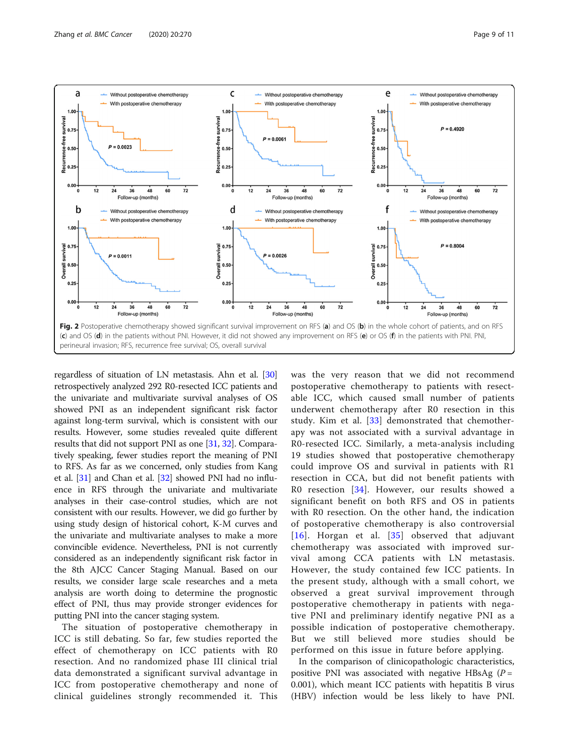Fig. 2 Postoperative chemotherapy showed significant survival improvement on RFS (**a**) and OS (**b**) in the whole cohort of patients, and on RFS (**c**) and OS (**d**) in the patients without PNI. However, it did not showed any improvement on RFS (**e**) or OS (**f**) in the patients with PNI. PNI, perineural invasion; RFS, recurrence free survival; OS, overall survival

regardless of situation of LN metastasis. Ahn et al. [30] retrospectively analyzed 292 R0-resected ICC patients and the univariate and multivariate survival analyses of OS showed PNI as an independent significant risk factor against long-term survival, which is consistent with our results. However, some studies revealed quite different results that did not support PNI as one [31, 32]. Comparatively speaking, fewer studies report the meaning of PNI to RFS. As far as we concerned, only studies from Kang et al. [31] and Chan et al. [32] showed PNI had no influence in RFS through the univariate and multivariate analyses in their case-control studies, which are not consistent with our results. However, we did go further by using study design of historical cohort, K-M curves and the univariate and multivariate analyses to make a more convincible evidence. Nevertheless, PNI is not currently considered as an independently significant risk factor in the 8th AJCC Cancer Staging Manual. Based on our results, we consider large scale researches and a meta analysis are worth doing to determine the prognostic effect of PNI, thus may provide stronger evidences for putting PNI into the cancer staging system.

The situation of postoperative chemotherapy in ICC is still debating. So far, few studies reported the effect of chemotherapy on ICC patients with R0 resection. And no randomized phase III clinical trial data demonstrated a significant survival advantage in ICC from postoperative chemotherapy and none of clinical guidelines strongly recommended it. This was the very reason that we did not recommend postoperative chemotherapy to patients with resectable ICC, which caused small number of patients underwent chemotherapy after R0 resection in this study. Kim et al. [33] demonstrated that chemotherapy was not associated with a survival advantage in R0-resected ICC. Similarly, a meta-analysis including 19 studies showed that postoperative chemotherapy could improve OS and survival in patients with R1 resection in CCA, but did not benefit patients with R0 resection [34]. However, our results showed a significant benefit on both RFS and OS in patients with R0 resection. On the other hand, the indication of postoperative chemotherapy is also controversial [16]. Horgan et al. [35] observed that adjuvant chemotherapy was associated with improved survival among CCA patients with LN metastasis. However, the study contained few ICC patients. In the present study, although with a small cohort, we observed a great survival improvement through postoperative chemotherapy in patients with negative PNI and preliminary identify negative PNI as a possible indication of postoperative chemotherapy. But we still believed more studies should be performed on this issue in future before applying.

In the comparison of clinicopathologic characteristics, positive PNI was associated with negative HBsAg ($P = 0.001$), which meant ICC patients with hepatitis B virus (HBV) infection would be less likely to have PNI.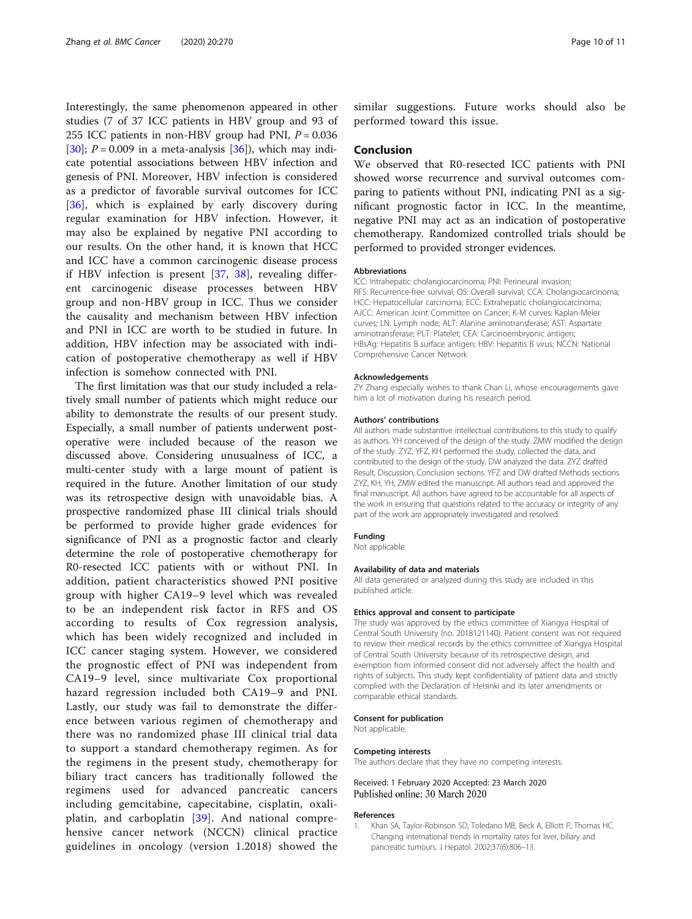Interestingly, the same phenomenon appeared in other studies (7 of 37 ICC patients in HBV group and 93 of 255 ICC patients in non-HBV group had PNI, $P = 0.036$ [30]; $P = 0.009$ in a meta-analysis [36]), which may indicate potential associations between HBV infection and genesis of PNI. Moreover, HBV infection is considered as a predictor of favorable survival outcomes for ICC [36], which is explained by early discovery during regular examination for HBV infection. However, it may also be explained by negative PNI according to our results. On the other hand, it is known that HCC and ICC have a common carcinogenic disease process if HBV infection is present [37, 38], revealing different carcinogenic disease processes between HBV group and non-HBV group in ICC. Thus we consider the causality and mechanism between HBV infection and PNI in ICC are worth to be studied in future. In addition, HBV infection may be associated with indication of postoperative chemotherapy as well if HBV infection is somehow connected with PNI.

The first limitation was that our study included a relatively small number of patients which might reduce our ability to demonstrate the results of our present study. Especially, a small number of patients underwent postoperative were included because of the reason we discussed above. Considering unusualness of ICC, a multi-center study with a large mount of patient is required in the future. Another limitation of our study was its retrospective design with unavoidable bias. A prospective randomized phase III clinical trials should be performed to provide higher grade evidences for significance of PNI as a prognostic factor and clearly determine the role of postoperative chemotherapy for R0-resected ICC patients with or without PNI. In addition, patient characteristics showed PNI positive group with higher CA19–9 level which was revealed to be an independent risk factor in RFS and OS according to results of Cox regression analysis, which has been widely recognized and included in ICC cancer staging system. However, we considered the prognostic effect of PNI was independent from CA19–9 level, since multivariate Cox proportional hazard regression included both CA19–9 and PNI. Lastly, our study was fail to demonstrate the difference between various regimen of chemotherapy and there was no randomized phase III clinical trial data to support a standard chemotherapy regimen. As for the regimens in the present study, chemotherapy for biliary tract cancers has traditionally followed the regimens used for advanced pancreatic cancers including gemcitabine, capecitabine, cisplatin, oxaliplatin, and carboplatin [39]. And national comprehensive cancer network (NCCN) clinical practice guidelines in oncology (version 1.2018) showed the similar suggestions. Future works should also be performed toward this issue.

## Conclusion

We observed that R0-resected ICC patients with PNI showed worse recurrence and survival outcomes comparing to patients without PNI, indicating PNI as a significant prognostic factor in ICC. In the meantime, negative PNI may act as an indication of postoperative chemotherapy. Randomized controlled trials should be performed to provided stronger evidences.

#### Abbreviations

ICC: Intrahepatic cholangiocarcinoma; PNI: Perineural invasion; RFS: Recurrence-free survival; OS: Overall survival; CCA: Cholangiocarcinoma; HCC: Hepatocellular carcinoma; ECC: Extrahepatic cholangiocarcinoma; AJCC: American Joint Committee on Cancer; K-M curves: Kaplan-Meier curves; LN: Lymph node; ALT: Alanine aminotransferase; AST: Aspartate aminotransferase; PLT: Platelet; CEA: Carcinoembryonic antigen; HBsAg: Hepatitis B surface antigen; HBV: Hepatitis B virus; NCCN: National Comprehensive Cancer Network

#### Acknowledgements

ZY Zhang especially wishes to thank Chan Li, whose encouragements gave him a lot of motivation during his research period.

#### Authors' contributions

All authors made substantive intellectual contributions to this study to qualify as authors. YH conceived of the design of the study. ZMW modified the design of the study. ZYZ, YFZ, KH performed the study, collected the data, and contributed to the design of the study. DW analyzed the data. ZYZ drafted Result, Discussion, Conclusion sections. YFZ and DW drafted Methods sections. ZYZ, KH, YH, ZMW edited the manuscript. All authors read and approved the final manuscript. All authors have agreed to be accountable for all aspects of the work in ensuring that questions related to the accuracy or integrity of any part of the work are appropriately investigated and resolved.

#### Funding

Not applicable.

#### Availability of data and materials

All data generated or analyzed during this study are included in this published article.

#### Ethics approval and consent to participate

The study was approved by the ethics committee of Xiangya Hospital of Central South University (no. 2018121140). Patient consent was not required to review their medical records by the ethics committee of Xiangya Hospital of Central South University because of its retrospective design, and exemption from informed consent did not adversely affect the health and rights of subjects. This study kept confidentiality of patient data and strictly complied with the Declaration of Helsinki and its later amendments or comparable ethical standards.

#### Consent for publication

Not applicable.

#### Competing interests

The authors declare that they have no competing interests.

Received: 1 February 2020 Accepted: 23 March 2020
Published online: 30 March 2020

#### References

1. Khan SA, Taylor-Robinson SD, Toledano MB, Beck A, Elliott P, Thomas HC. Changing international trends in mortality rates for liver, biliary and pancreatic tumours. J Hepatol. 2002;37(6):806–13.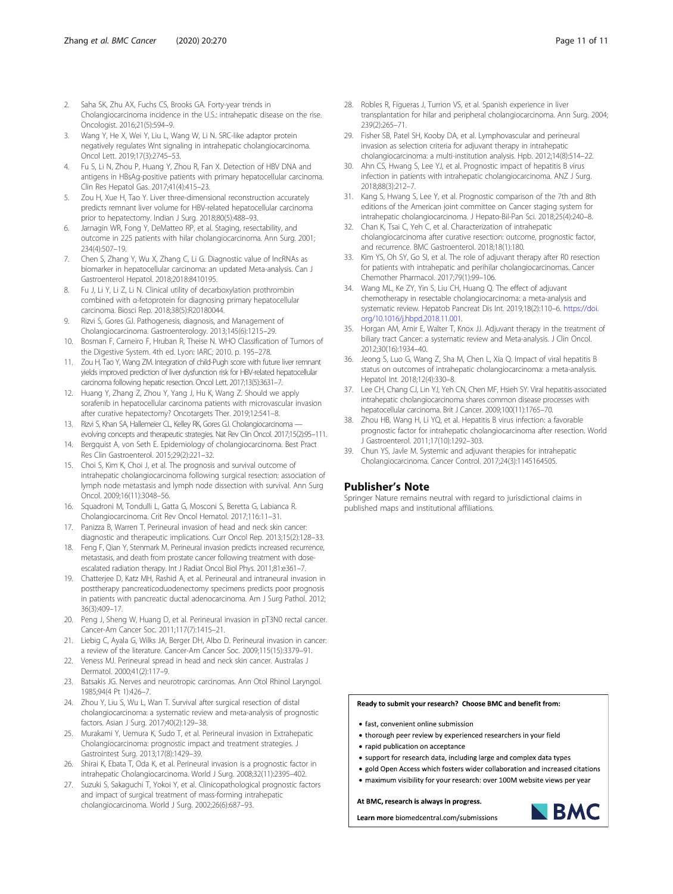2. Saha SK, Zhu AX, Fuchs CS, Brooks GA. Forty-year trends in Cholangiocarcinoma incidence in the U.S.: intrahepatic disease on the rise. Oncologist. 2016;21(5):594–9.
3. Wang Y, He X, Wei Y, Liu L, Wang W, Li N. SRC-like adaptor protein negatively regulates Wnt signaling in intrahepatic cholangiocarcinoma. Oncol Lett. 2019;17(3):2745–53.
4. Fu S, Li N, Zhou P, Huang Y, Zhou R, Fan X. Detection of HBV DNA and antigens in HBsAg-positive patients with primary hepatocellular carcinoma. Clin Res Hepatol Gas. 2017;41(4):415–23.
5. Zou H, Xue H, Tao Y. Liver three-dimensional reconstruction accurately predicts remnant liver volume for HBV-related hepatocellular carcinoma prior to hepatectomy. Indian J Surg. 2018;80(5):488–93.
6. Jarnagin WR, Fong Y, DeMatteo RP, et al. Staging, resectability, and outcome in 225 patients with hilar cholangiocarcinoma. Ann Surg. 2001; 234(4):507–19.
7. Chen S, Zhang Y, Wu X, Zhang C, Li G. Diagnostic value of lncRNAs as biomarker in hepatocellular carcinoma: an updated Meta-analysis. Can J Gastroenterol Hepatol. 2018;2018:8410195.
8. Fu J, Li Y, Li Z, Li N. Clinical utility of decarboxylation prothrombin combined with α-fetoprotein for diagnosing primary hepatocellular carcinoma. Biosci Rep. 2018;38(5):R20180044.
9. Rizvi S, Gores GJ. Pathogenesis, diagnosis, and Management of Cholangiocarcinoma. Gastroenterology. 2013;145(6):1215–29.
10. Bosman F, Carneiro F, Hruban R, Theise N. WHO Classification of Tumors of the Digestive System. 4th ed. Lyon: IARC; 2010. p. 195–278.
11. Zou H, Tao Y, Wang ZM. Integration of child-Pugh score with future liver remnant yields improved prediction of liver dysfunction risk for HBV-related hepatocellular carcinoma following hepatic resection. Oncol Lett. 2017;13(5):3631–7.
12. Huang Y, Zhang Z, Zhou Y, Yang J, Hu K, Wang Z. Should we apply sorafenib in hepatocellular carcinoma patients with microvascular invasion after curative hepatectomy? Oncotargets Ther. 2019;12:541–8.
13. Rizvi S, Khan SA, Hallemeier CL, Kelley RK, Gores GJ. Cholangiocarcinoma — evolving concepts and therapeutic strategies. Nat Rev Clin Oncol. 2017;15(2):95–111.
14. Bergquist A, von Seth E. Epidemiology of cholangiocarcinoma. Best Pract Res Clin Gastroenterol. 2015;29(2):221–32.
15. Choi S, Kim K, Choi J, et al. The prognosis and survival outcome of intrahepatic cholangiocarcinoma following surgical resection: association of lymph node metastasis and lymph node dissection with survival. Ann Surg Oncol. 2009;16(11):3048–56.
16. Squadroni M, Tondulli L, Gatta G, Mosconi S, Beretta G, Labianca R. Cholangiocarcinoma. Crit Rev Oncol Hematol. 2017;116:11–31.
17. Panizza B, Warren T. Perineural invasion of head and neck skin cancer: diagnostic and therapeutic implications. Curr Oncol Rep. 2013;15(2):128–33.
18. Feng F, Qian Y, Stenmark M. Perineural invasion predicts increased recurrence, metastasis, and death from prostate cancer following treatment with dose-escalated radiation therapy. Int J Radiat Oncol Biol Phys. 2011;81:e361–7.
19. Chatterjee D, Katz MH, Rashid A, et al. Perineural and intraneural invasion in posttherapy pancreaticoduodenectomy specimens predicts poor prognosis in patients with pancreatic ductal adenocarcinoma. Am J Surg Pathol. 2012; 36(3):409–17.
20. Peng J, Sheng W, Huang D, et al. Perineural invasion in pT3N0 rectal cancer. Cancer-Am Cancer Soc. 2011;117(7):1415–21.
21. Liebig C, Ayala G, Wilks JA, Berger DH, Albo D. Perineural invasion in cancer: a review of the literature. Cancer-Am Cancer Soc. 2009;115(15):3379–91.
22. Veness MJ. Perineural spread in head and neck skin cancer. Australas J Dermatol. 2000;41(2):117–9.
23. Batsakis JG. Nerves and neurotropic carcinomas. Ann Otol Rhinol Laryngol. 1985;94(4 Pt 1):426–7.
24. Zhou Y, Liu S, Wu L, Wan T. Survival after surgical resection of distal cholangiocarcinoma: a systematic review and meta-analysis of prognostic factors. Asian J Surg. 2017;40(2):129–38.
25. Murakami Y, Uemura K, Sudo T, et al. Perineural invasion in Extrahepatic Cholangiocarcinoma: prognostic impact and treatment strategies. J Gastrointest Surg. 2013;17(8):1429–39.
26. Shirai K, Ebata T, Oda K, et al. Perineural invasion is a prognostic factor in intrahepatic Cholangiocarcinoma. World J Surg. 2008;32(11):2395–402.
27. Suzuki S, Sakaguchi T, Yokoi Y, et al. Clinicopathological prognostic factors and impact of surgical treatment of mass-forming intrahepatic cholangiocarcinoma. World J Surg. 2002;26(6):687–93.
28. Robles R, Figueras J, Turrion VS, et al. Spanish experience in liver transplantation for hilar and peripheral cholangiocarcinoma. Ann Surg. 2004; 239(2):265–71.
29. Fisher SB, Patel SH, Kooby DA, et al. Lymphovascular and perineural invasion as selection criteria for adjuvant therapy in intrahepatic cholangiocarcinoma: a multi-institution analysis. Hpb. 2012;14(8):514–22.
30. Ahn CS, Hwang S, Lee YJ, et al. Prognostic impact of hepatitis B virus infection in patients with intrahepatic cholangiocarcinoma. ANZ J Surg. 2018;88(3):212–7.
31. Kang S, Hwang S, Lee Y, et al. Prognostic comparison of the 7th and 8th editions of the American joint committee on Cancer staging system for intrahepatic cholangiocarcinoma. J Hepato-Bil-Pan Sci. 2018;25(4):240–8.
32. Chan K, Tsai C, Yeh C, et al. Characterization of intrahepatic cholangiocarcinoma after curative resection: outcome, prognostic factor, and recurrence. BMC Gastroenterol. 2018;18(1):180.
33. Kim YS, Oh SY, Go SI, et al. The role of adjuvant therapy after R0 resection for patients with intrahepatic and perihilar cholangiocarcinomas. Cancer Chemother Pharmacol. 2017;79(1):99–106.
34. Wang ML, Ke ZY, Yin S, Liu CH, Huang Q. The effect of adjuvant chemotherapy in resectable cholangiocarcinoma: a meta-analysis and systematic review. Hepatob Pancreat Dis Int. 2019;18(2):110–6. https://doi.org/10.1016/j.hbpd.2018.11.001.
35. Horgan AM, Amir E, Walter T, Knox JJ. Adjuvant therapy in the treatment of biliary tract Cancer: a systematic review and Meta-analysis. J Clin Oncol. 2012;30(16):1934–40.
36. Jeong S, Luo G, Wang Z, Sha M, Chen L, Xia Q. Impact of viral hepatitis B status on outcomes of intrahepatic cholangiocarcinoma: a meta-analysis. Hepatol Int. 2018;12(4):330–8.
37. Lee CH, Chang CJ, Lin YJ, Yeh CN, Chen MF, Hsieh SY. Viral hepatitis-associated intrahepatic cholangiocarcinoma shares common disease processes with hepatocellular carcinoma. Brit J Cancer. 2009;100(11):1765–70.
38. Zhou HB, Wang H, Li YQ, et al. Hepatitis B virus infection: a favorable prognostic factor for intrahepatic cholangiocarcinoma after resection. World J Gastroenterol. 2011;17(10):1292–303.
39. Chun YS, Javle M. Systemic and adjuvant therapies for intrahepatic Cholangiocarcinoma. Cancer Control. 2017;24(3):1145164505.

## Publisher's Note

Springer Nature remains neutral with regard to jurisdictional claims in published maps and institutional affiliations.

**Ready to submit your research? Choose BMC and benefit from:**

- fast, convenient online submission
- thorough peer review by experienced researchers in your field
- rapid publication on acceptance
- support for research data, including large and complex data types
- gold Open Access which fosters wider collaboration and increased citations
- maximum visibility for your research: over 100M website views per year

**At BMC, research is always in progress.**

**Learn more** biomedcentral.com/submissions

BMC